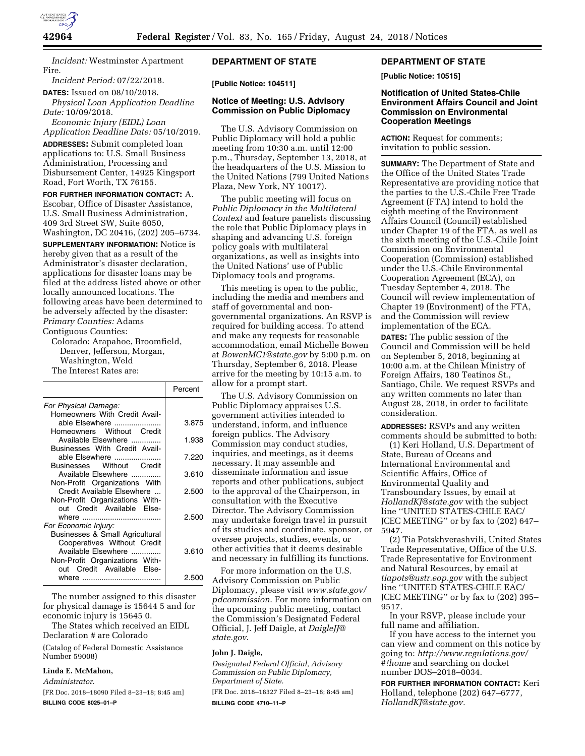*Incident:* Westminster Apartment Fire.

*Incident Period:* 07/22/2018.

**DATES:** Issued on 08/10/2018.

*Physical Loan Application Deadline Date:* 10/09/2018.

*Economic Injury (EIDL) Loan Application Deadline Date:* 05/10/2019.

**ADDRESSES:** Submit completed loan applications to: U.S. Small Business Administration, Processing and Disbursement Center, 14925 Kingsport Road, Fort Worth, TX 76155.

**FOR FURTHER INFORMATION CONTACT:** A. Escobar, Office of Disaster Assistance, U.S. Small Business Administration, 409 3rd Street SW, Suite 6050, Washington, DC 20416, (202) 205–6734.

**SUPPLEMENTARY INFORMATION:** Notice is hereby given that as a result of the Administrator's disaster declaration, applications for disaster loans may be filed at the address listed above or other locally announced locations. The following areas have been determined to be adversely affected by the disaster:

*Primary Counties:* Adams

Contiguous Counties:

Colorado: Arapahoe, Broomfield, Denver, Jefferson, Morgan, Washington, Weld

The Interest Rates are:

| | Percent |
|---|---|
| *For Physical Damage:* | |
| Homeowners With Credit Available Elsewhere | 3.875 |
| Homeowners Without Credit Available Elsewhere | 1.938 |
| Businesses With Credit Available Elsewhere | 7.220 |
| Businesses Without Credit Available Elsewhere | 3.610 |
| Non-Profit Organizations With Credit Available Elsewhere | 2.500 |
| Non-Profit Organizations Without Credit Available Elsewhere | 2.500 |
| *For Economic Injury:* | |
| Businesses & Small Agricultural Cooperatives Without Credit Available Elsewhere | 3.610 |
| Non-Profit Organizations Without Credit Available Elsewhere | 2.500 |

The number assigned to this disaster for physical damage is 15644 5 and for economic injury is 15645 0.

The States which received an EIDL Declaration # are Colorado

(Catalog of Federal Domestic Assistance Number 59008)

**Linda E. McMahon,**

*Administrator.*

[FR Doc. 2018–18090 Filed 8–23–18; 8:45 am]

**BILLING CODE 8025–01–P**

## DEPARTMENT OF STATE

**[Public Notice: 104511]**

### Notice of Meeting: U.S. Advisory Commission on Public Diplomacy

The U.S. Advisory Commission on Public Diplomacy will hold a public meeting from 10:30 a.m. until 12:00 p.m., Thursday, September 13, 2018, at the headquarters of the U.S. Mission to the United Nations (799 United Nations Plaza, New York, NY 10017).

The public meeting will focus on *Public Diplomacy in the Multilateral Context* and feature panelists discussing the role that Public Diplomacy plays in shaping and advancing U.S. foreign policy goals with multilateral organizations, as well as insights into the United Nations' use of Public Diplomacy tools and programs.

This meeting is open to the public, including the media and members and staff of governmental and non-governmental organizations. An RSVP is required for building access. To attend and make any requests for reasonable accommodation, email Michelle Bowen at *BowenMC1@state.gov* by 5:00 p.m. on Thursday, September 6, 2018. Please arrive for the meeting by 10:15 a.m. to allow for a prompt start.

The U.S. Advisory Commission on Public Diplomacy appraises U.S. government activities intended to understand, inform, and influence foreign publics. The Advisory Commission may conduct studies, inquiries, and meetings, as it deems necessary. It may assemble and disseminate information and issue reports and other publications, subject to the approval of the Chairperson, in consultation with the Executive Director. The Advisory Commission may undertake foreign travel in pursuit of its studies and coordinate, sponsor, or oversee projects, studies, events, or other activities that it deems desirable and necessary in fulfilling its functions.

For more information on the U.S. Advisory Commission on Public Diplomacy, please visit *www.state.gov/pdcommission*. For more information on the upcoming public meeting, contact the Commission's Designated Federal Official, J. Jeff Daigle, at *DaigleJJ@state.gov*.

**John J. Daigle,**

*Designated Federal Official, Advisory Commission on Public Diplomacy, Department of State.*

[FR Doc. 2018–18327 Filed 8–23–18; 8:45 am]

**BILLING CODE 4710–11–P**

## DEPARTMENT OF STATE

**[Public Notice: 10515]**

### Notification of United States-Chile Environment Affairs Council and Joint Commission on Environmental Cooperation Meetings

**ACTION:** Request for comments; invitation to public session.

**SUMMARY:** The Department of State and the Office of the United States Trade Representative are providing notice that the parties to the U.S.-Chile Free Trade Agreement (FTA) intend to hold the eighth meeting of the Environment Affairs Council (Council) established under Chapter 19 of the FTA, as well as the sixth meeting of the U.S.-Chile Joint Commission on Environmental Cooperation (Commission) established under the U.S.-Chile Environmental Cooperation Agreement (ECA), on Tuesday September 4, 2018. The Council will review implementation of Chapter 19 (Environment) of the FTA, and the Commission will review implementation of the ECA.

**DATES:** The public session of the Council and Commission will be held on September 5, 2018, beginning at 10:00 a.m. at the Chilean Ministry of Foreign Affairs, 180 Teatinos St., Santiago, Chile. We request RSVPs and any written comments no later than August 28, 2018, in order to facilitate consideration.

**ADDRESSES:** RSVPs and any written comments should be submitted to both:

(1) Keri Holland, U.S. Department of State, Bureau of Oceans and International Environmental and Scientific Affairs, Office of Environmental Quality and Transboundary Issues, by email at *HollandKJ@state.gov* with the subject line "UNITED STATES-CHILE EAC/JCEC MEETING" or by fax to (202) 647–5947.

(2) Tia Potskhverashvili, United States Trade Representative, Office of the U.S. Trade Representative for Environment and Natural Resources, by email at *tiapots@ustr.eop.gov* with the subject line "UNITED STATES-CHILE EAC/JCEC MEETING" or by fax to (202) 395–9517.

In your RSVP, please include your full name and affiliation.

If you have access to the internet you can view and comment on this notice by going to: *http://www.regulations.gov/#!home* and searching on docket number DOS–2018–0034.

**FOR FURTHER INFORMATION CONTACT:** Keri Holland, telephone (202) 647–6777, *HollandKJ@state.gov.*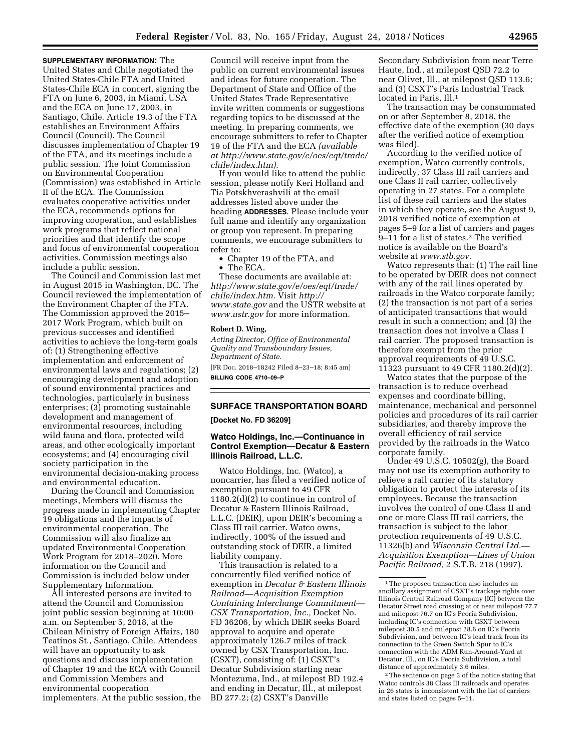**SUPPLEMENTARY INFORMATION:** The United States and Chile negotiated the United States-Chile FTA and United States-Chile ECA in concert, signing the FTA on June 6, 2003, in Miami, USA and the ECA on June 17, 2003, in Santiago, Chile. Article 19.3 of the FTA establishes an Environment Affairs Council (Council). The Council discusses implementation of Chapter 19 of the FTA, and its meetings include a public session. The Joint Commission on Environmental Cooperation (Commission) was established in Article II of the ECA. The Commission evaluates cooperative activities under the ECA, recommends options for improving cooperation, and establishes work programs that reflect national priorities and that identify the scope and focus of environmental cooperation activities. Commission meetings also include a public session.

The Council and Commission last met in August 2015 in Washington, DC. The Council reviewed the implementation of the Environment Chapter of the FTA. The Commission approved the 2015–2017 Work Program, which built on previous successes and identified activities to achieve the long-term goals of: (1) Strengthening effective implementation and enforcement of environmental laws and regulations; (2) encouraging development and adoption of sound environmental practices and technologies, particularly in business enterprises; (3) promoting sustainable development and management of environmental resources, including wild fauna and flora, protected wild areas, and other ecologically important ecosystems; and (4) encouraging civil society participation in the environmental decision-making process and environmental education.

During the Council and Commission meetings, Members will discuss the progress made in implementing Chapter 19 obligations and the impacts of environmental cooperation. The Commission will also finalize an updated Environmental Cooperation Work Program for 2018–2020. More information on the Council and Commission is included below under Supplementary Information.

All interested persons are invited to attend the Council and Commission joint public session beginning at 10:00 a.m. on September 5, 2018, at the Chilean Ministry of Foreign Affairs, 180 Teatinos St., Santiago, Chile. Attendees will have an opportunity to ask questions and discuss implementation of Chapter 19 and the ECA with Council and Commission Members and environmental cooperation implementers. At the public session, the Council will receive input from the public on current environmental issues and ideas for future cooperation. The Department of State and Office of the United States Trade Representative invite written comments or suggestions regarding topics to be discussed at the meeting. In preparing comments, we encourage submitters to refer to Chapter 19 of the FTA and the ECA *(available at http://www.state.gov/e/oes/eqt/trade/chile/index.htm).*

If you would like to attend the public session, please notify Keri Holland and Tia Potskhverashvili at the email addresses listed above under the heading **ADDRESSES**. Please include your full name and identify any organization or group you represent. In preparing comments, we encourage submitters to refer to:

- Chapter 19 of the FTA, and
- The ECA.

These documents are available at: *http://www.state.gov/e/oes/eqt/trade/chile/index.htm.* Visit *http://www.state.gov* and the USTR website at *www.ustr.gov* for more information.

**Robert D. Wing,**

*Acting Director, Office of Environmental Quality and Transboundary Issues, Department of State.*

[FR Doc. 2018–18242 Filed 8–23–18; 8:45 am]

**BILLING CODE 4710–09–P**

## SURFACE TRANSPORTATION BOARD

**[Docket No. FD 36209]**

### Watco Holdings, Inc.—Continuance in Control Exemption—Decatur & Eastern Illinois Railroad, L.L.C.

Watco Holdings, Inc. (Watco), a noncarrier, has filed a verified notice of exemption pursuant to 49 CFR 1180.2(d)(2) to continue in control of Decatur & Eastern Illinois Railroad, L.L.C. (DEIR), upon DEIR's becoming a Class III rail carrier. Watco owns, indirectly, 100% of the issued and outstanding stock of DEIR, a limited liability company.

This transaction is related to a concurrently filed verified notice of exemption in *Decatur & Eastern Illinois Railroad—Acquisition Exemption Containing Interchange Commitment—CSX Transportation, Inc.,* Docket No. FD 36206, by which DEIR seeks Board approval to acquire and operate approximately 126.7 miles of track owned by CSX Transportation, Inc. (CSXT), consisting of: (1) CSXT's Decatur Subdivision starting near Montezuma, Ind., at milepost BD 192.4 and ending in Decatur, Ill., at milepost BD 277.2; (2) CSXT's Danville Secondary Subdivision from near Terre Haute, Ind., at milepost QSD 72.2 to near Olivet, Ill., at milepost QSD 113.6; and (3) CSXT's Paris Industrial Track located in Paris, Ill.[1]

The transaction may be consummated on or after September 8, 2018, the effective date of the exemption (30 days after the verified notice of exemption was filed).

According to the verified notice of exemption, Watco currently controls, indirectly, 37 Class III rail carriers and one Class II rail carrier, collectively operating in 27 states. For a complete list of these rail carriers and the states in which they operate, see the August 9, 2018 verified notice of exemption at pages 5–9 for a list of carriers and pages 9–11 for a list of states.[2] The verified notice is available on the Board's website at *www.stb.gov*.

Watco represents that: (1) The rail line to be operated by DEIR does not connect with any of the rail lines operated by railroads in the Watco corporate family; (2) the transaction is not part of a series of anticipated transactions that would result in such a connection; and (3) the transaction does not involve a Class I rail carrier. The proposed transaction is therefore exempt from the prior approval requirements of 49 U.S.C. 11323 pursuant to 49 CFR 1180.2(d)(2).

Watco states that the purpose of the transaction is to reduce overhead expenses and coordinate billing, maintenance, mechanical and personnel policies and procedures of its rail carrier subsidiaries, and thereby improve the overall efficiency of rail service provided by the railroads in the Watco corporate family.

Under 49 U.S.C. 10502(g), the Board may not use its exemption authority to relieve a rail carrier of its statutory obligation to protect the interests of its employees. Because the transaction involves the control of one Class II and one or more Class III rail carriers, the transaction is subject to the labor protection requirements of 49 U.S.C. 11326(b) and *Wisconsin Central Ltd.—Acquisition Exemption—Lines of Union Pacific Railroad,* 2 S.T.B. 218 (1997).

[1] The proposed transaction also includes an ancillary assignment of CSXT's trackage rights over Illinois Central Railroad Company (IC) between the Decatur Street road crossing at or near milepost 77.7 and milepost 76.7 on IC's Peoria Subdivision, including IC's connection with CSXT between milepost 30.5 and milepost 28.6 on IC's Peoria Subdivision, and between IC's lead track from its connection to the Green Switch Spur to IC's connection with the ADM Run-Around-Yard at Decatur, Ill., on IC's Peoria Subdivision, a total distance of approximately 3.6 miles.

[2] The sentence on page 3 of the notice stating that Watco controls 38 Class III railroads and operates in 26 states is inconsistent with the list of carriers and states listed on pages 5–11.